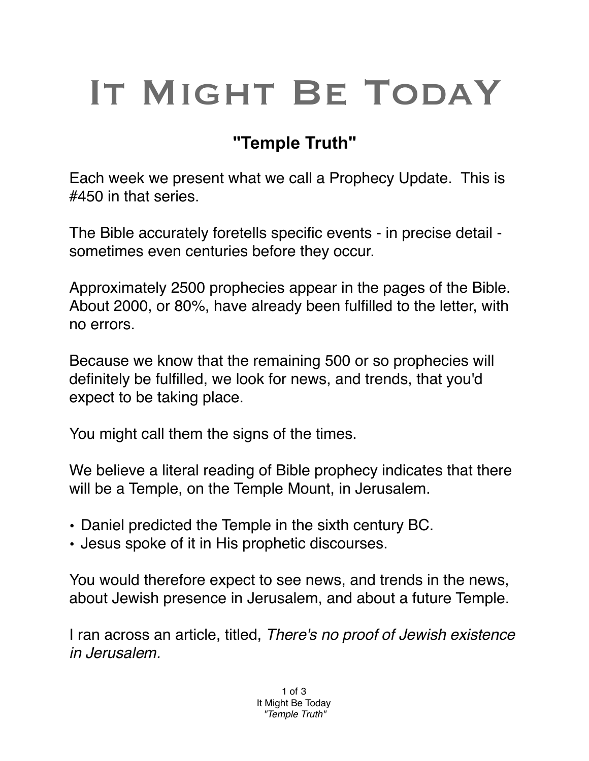# It Might Be Today

## "Temple Truth"

Each week we present what we call a Prophecy Update. This is #450 in that series.

The Bible accurately foretells specific events - in precise detail - sometimes even centuries before they occur.

Approximately 2500 prophecies appear in the pages of the Bible. About 2000, or 80%, have already been fulfilled to the letter, with no errors.

Because we know that the remaining 500 or so prophecies will definitely be fulfilled, we look for news, and trends, that you'd expect to be taking place.

You might call them the signs of the times.

We believe a literal reading of Bible prophecy indicates that there will be a Temple, on the Temple Mount, in Jerusalem.

- Daniel predicted the Temple in the sixth century BC.
- Jesus spoke of it in His prophetic discourses.

You would therefore expect to see news, and trends in the news, about Jewish presence in Jerusalem, and about a future Temple.

I ran across an article, titled, *There's no proof of Jewish existence in Jerusalem.*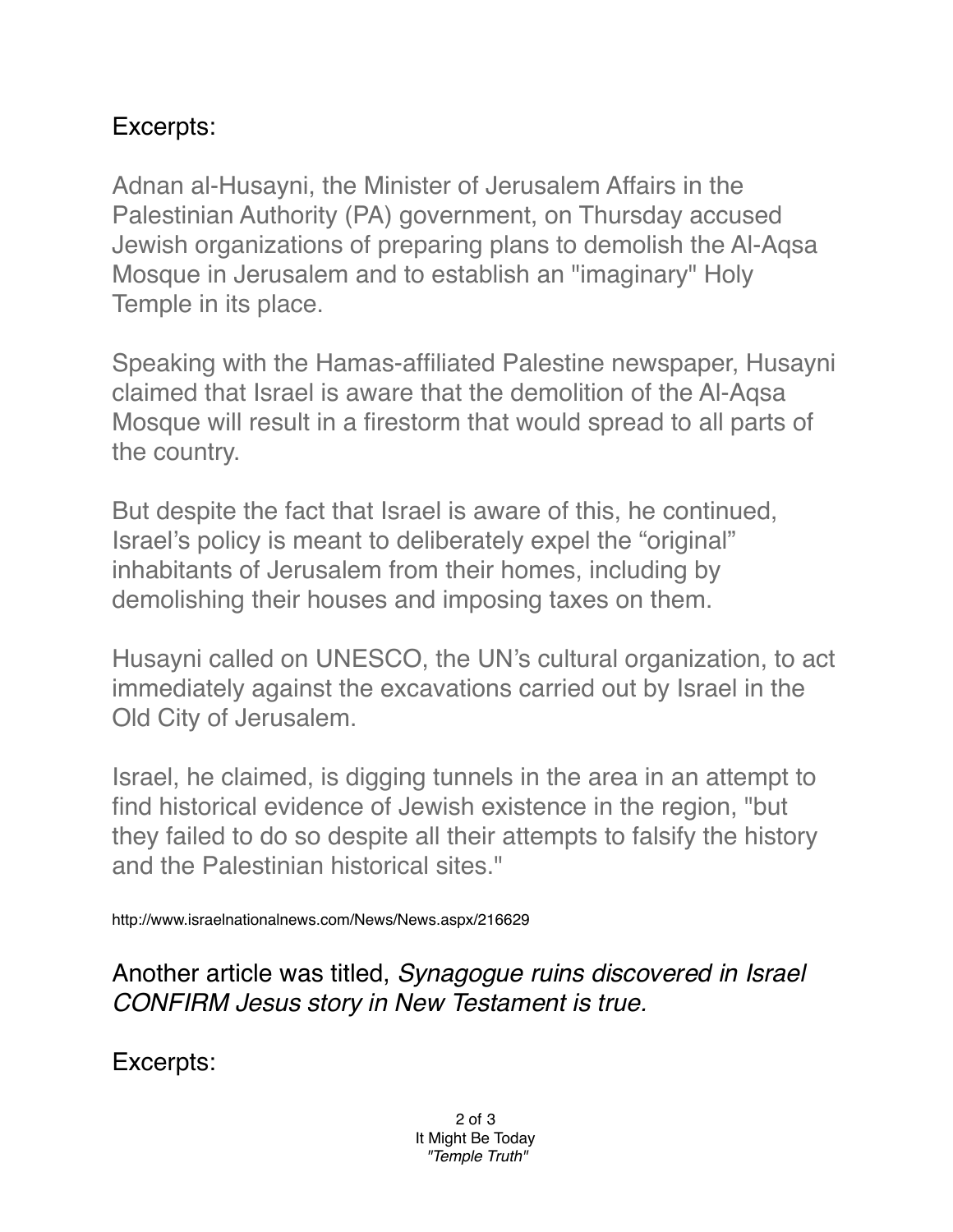Excerpts:

Adnan al-Husayni, the Minister of Jerusalem Affairs in the Palestinian Authority (PA) government, on Thursday accused Jewish organizations of preparing plans to demolish the Al-Aqsa Mosque in Jerusalem and to establish an "imaginary" Holy Temple in its place.

Speaking with the Hamas-affiliated Palestine newspaper, Husayni claimed that Israel is aware that the demolition of the Al-Aqsa Mosque will result in a firestorm that would spread to all parts of the country.

But despite the fact that Israel is aware of this, he continued, Israel's policy is meant to deliberately expel the "original" inhabitants of Jerusalem from their homes, including by demolishing their houses and imposing taxes on them.

Husayni called on UNESCO, the UN's cultural organization, to act immediately against the excavations carried out by Israel in the Old City of Jerusalem.

Israel, he claimed, is digging tunnels in the area in an attempt to find historical evidence of Jewish existence in the region, "but they failed to do so despite all their attempts to falsify the history and the Palestinian historical sites."

http://www.israelnationalnews.com/News/News.aspx/216629

Another article was titled, *Synagogue ruins discovered in Israel CONFIRM Jesus story in New Testament is true.*

Excerpts: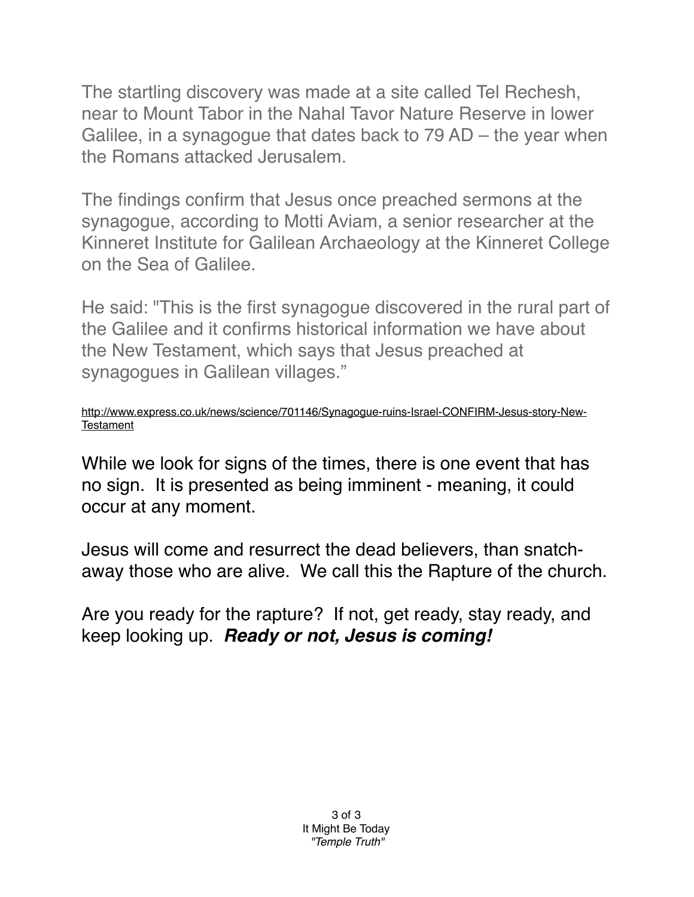The startling discovery was made at a site called Tel Rechesh, near to Mount Tabor in the Nahal Tavor Nature Reserve in lower Galilee, in a synagogue that dates back to 79 AD – the year when the Romans attacked Jerusalem.

The findings confirm that Jesus once preached sermons at the synagogue, according to Motti Aviam, a senior researcher at the Kinneret Institute for Galilean Archaeology at the Kinneret College on the Sea of Galilee.

He said: "This is the first synagogue discovered in the rural part of the Galilee and it confirms historical information we have about the New Testament, which says that Jesus preached at synagogues in Galilean villages."

http://www.express.co.uk/news/science/701146/Synagogue-ruins-Israel-CONFIRM-Jesus-story-New-Testament

While we look for signs of the times, there is one event that has no sign. It is presented as being imminent - meaning, it could occur at any moment.

Jesus will come and resurrect the dead believers, than snatch-away those who are alive. We call this the Rapture of the church.

Are you ready for the rapture? If not, get ready, stay ready, and keep looking up. ***Ready or not, Jesus is coming!***